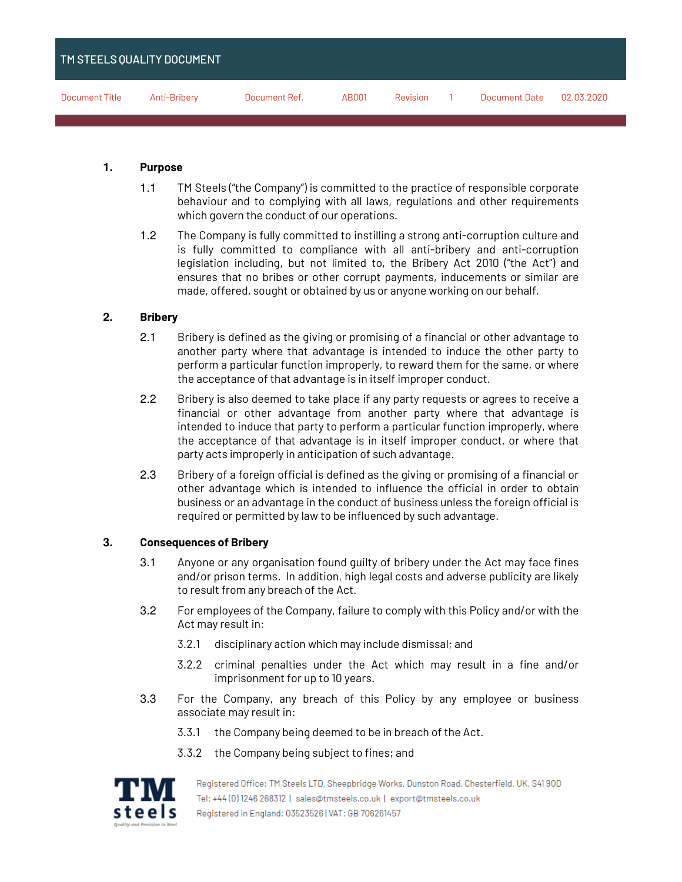TM STEELS QUALITY DOCUMENT

| Document Title | Anti-Bribery | Document Ref. | AB001 | Revision | 1 | Document Date | 02.03.2020 |
|---|---|---|---|---|---|---|---|

## 1. Purpose

1.1 TM Steels ("the Company") is committed to the practice of responsible corporate behaviour and to complying with all laws, regulations and other requirements which govern the conduct of our operations.

1.2 The Company is fully committed to instilling a strong anti-corruption culture and is fully committed to compliance with all anti-bribery and anti-corruption legislation including, but not limited to, the Bribery Act 2010 ("the Act") and ensures that no bribes or other corrupt payments, inducements or similar are made, offered, sought or obtained by us or anyone working on our behalf.

## 2. Bribery

2.1 Bribery is defined as the giving or promising of a financial or other advantage to another party where that advantage is intended to induce the other party to perform a particular function improperly, to reward them for the same, or where the acceptance of that advantage is in itself improper conduct.

2.2 Bribery is also deemed to take place if any party requests or agrees to receive a financial or other advantage from another party where that advantage is intended to induce that party to perform a particular function improperly, where the acceptance of that advantage is in itself improper conduct, or where that party acts improperly in anticipation of such advantage.

2.3 Bribery of a foreign official is defined as the giving or promising of a financial or other advantage which is intended to influence the official in order to obtain business or an advantage in the conduct of business unless the foreign official is required or permitted by law to be influenced by such advantage.

## 3. Consequences of Bribery

3.1 Anyone or any organisation found guilty of bribery under the Act may face fines and/or prison terms. In addition, high legal costs and adverse publicity are likely to result from any breach of the Act.

3.2 For employees of the Company, failure to comply with this Policy and/or with the Act may result in:

3.2.1 disciplinary action which may include dismissal; and

3.2.2 criminal penalties under the Act which may result in a fine and/or imprisonment for up to 10 years.

3.3 For the Company, any breach of this Policy by any employee or business associate may result in:

3.3.1 the Company being deemed to be in breach of the Act.

3.3.2 the Company being subject to fines; and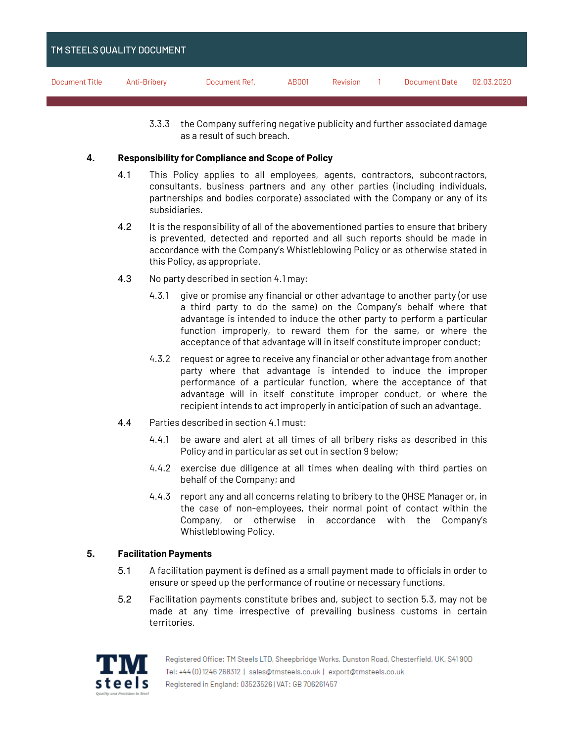3.3.3 the Company suffering negative publicity and further associated damage as a result of such breach.

## 4. Responsibility for Compliance and Scope of Policy

4.1 This Policy applies to all employees, agents, contractors, subcontractors, consultants, business partners and any other parties (including individuals, partnerships and bodies corporate) associated with the Company or any of its subsidiaries.

4.2 It is the responsibility of all of the abovementioned parties to ensure that bribery is prevented, detected and reported and all such reports should be made in accordance with the Company's Whistleblowing Policy or as otherwise stated in this Policy, as appropriate.

4.3 No party described in section 4.1 may:

4.3.1 give or promise any financial or other advantage to another party (or use a third party to do the same) on the Company's behalf where that advantage is intended to induce the other party to perform a particular function improperly, to reward them for the same, or where the acceptance of that advantage will in itself constitute improper conduct;

4.3.2 request or agree to receive any financial or other advantage from another party where that advantage is intended to induce the improper performance of a particular function, where the acceptance of that advantage will in itself constitute improper conduct, or where the recipient intends to act improperly in anticipation of such an advantage.

4.4 Parties described in section 4.1 must:

4.4.1 be aware and alert at all times of all bribery risks as described in this Policy and in particular as set out in section 9 below;

4.4.2 exercise due diligence at all times when dealing with third parties on behalf of the Company; and

4.4.3 report any and all concerns relating to bribery to the QHSE Manager or, in the case of non-employees, their normal point of contact within the Company, or otherwise in accordance with the Company's Whistleblowing Policy.

## 5. Facilitation Payments

5.1 A facilitation payment is defined as a small payment made to officials in order to ensure or speed up the performance of routine or necessary functions.

5.2 Facilitation payments constitute bribes and, subject to section 5.3, may not be made at any time irrespective of prevailing business customs in certain territories.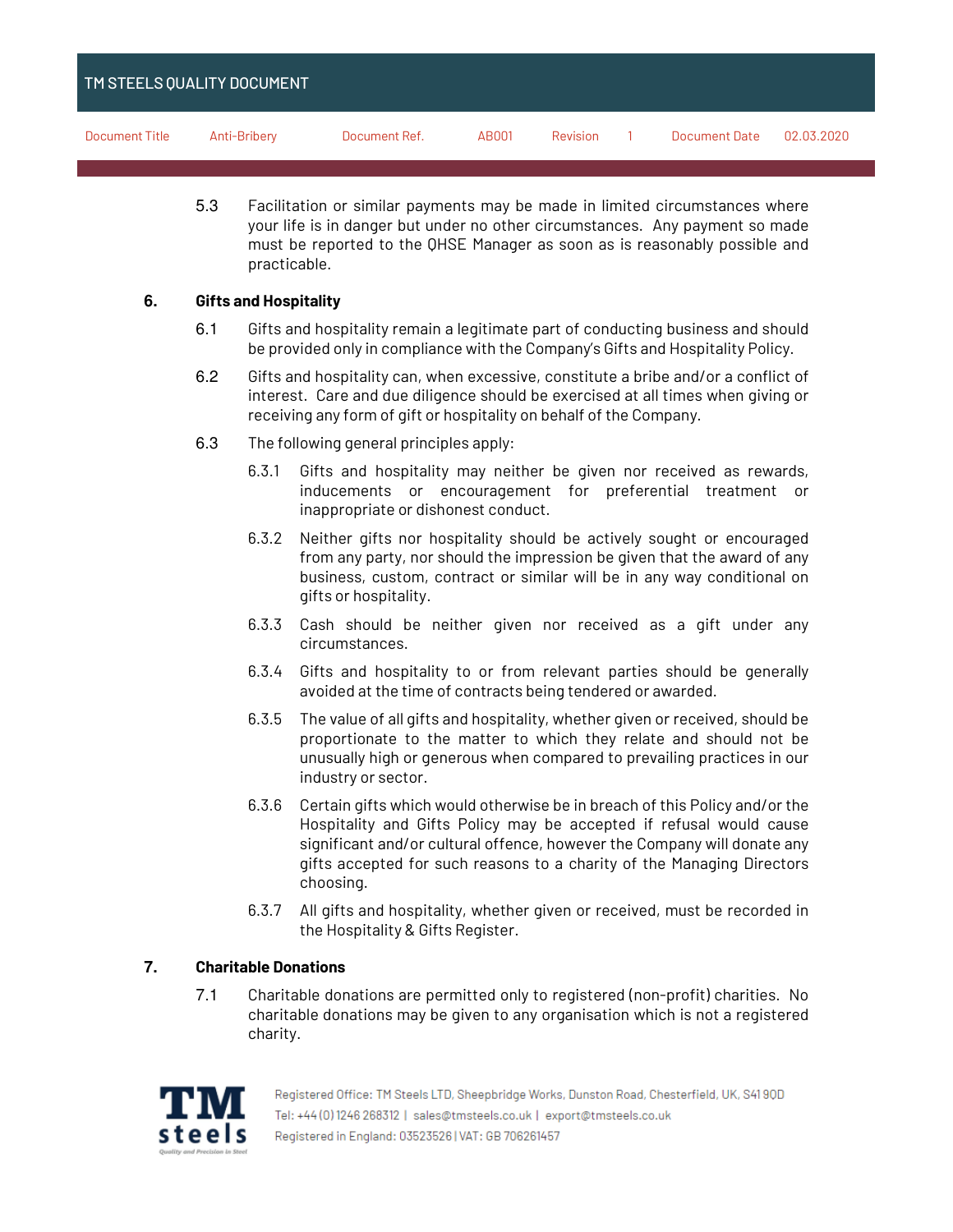5.3 Facilitation or similar payments may be made in limited circumstances where your life is in danger but under no other circumstances. Any payment so made must be reported to the QHSE Manager as soon as is reasonably possible and practicable.

## 6. Gifts and Hospitality

6.1 Gifts and hospitality remain a legitimate part of conducting business and should be provided only in compliance with the Company's Gifts and Hospitality Policy.

6.2 Gifts and hospitality can, when excessive, constitute a bribe and/or a conflict of interest. Care and due diligence should be exercised at all times when giving or receiving any form of gift or hospitality on behalf of the Company.

6.3 The following general principles apply:

6.3.1 Gifts and hospitality may neither be given nor received as rewards, inducements or encouragement for preferential treatment or inappropriate or dishonest conduct.

6.3.2 Neither gifts nor hospitality should be actively sought or encouraged from any party, nor should the impression be given that the award of any business, custom, contract or similar will be in any way conditional on gifts or hospitality.

6.3.3 Cash should be neither given nor received as a gift under any circumstances.

6.3.4 Gifts and hospitality to or from relevant parties should be generally avoided at the time of contracts being tendered or awarded.

6.3.5 The value of all gifts and hospitality, whether given or received, should be proportionate to the matter to which they relate and should not be unusually high or generous when compared to prevailing practices in our industry or sector.

6.3.6 Certain gifts which would otherwise be in breach of this Policy and/or the Hospitality and Gifts Policy may be accepted if refusal would cause significant and/or cultural offence, however the Company will donate any gifts accepted for such reasons to a charity of the Managing Directors choosing.

6.3.7 All gifts and hospitality, whether given or received, must be recorded in the Hospitality & Gifts Register.

## 7. Charitable Donations

7.1 Charitable donations are permitted only to registered (non-profit) charities. No charitable donations may be given to any organisation which is not a registered charity.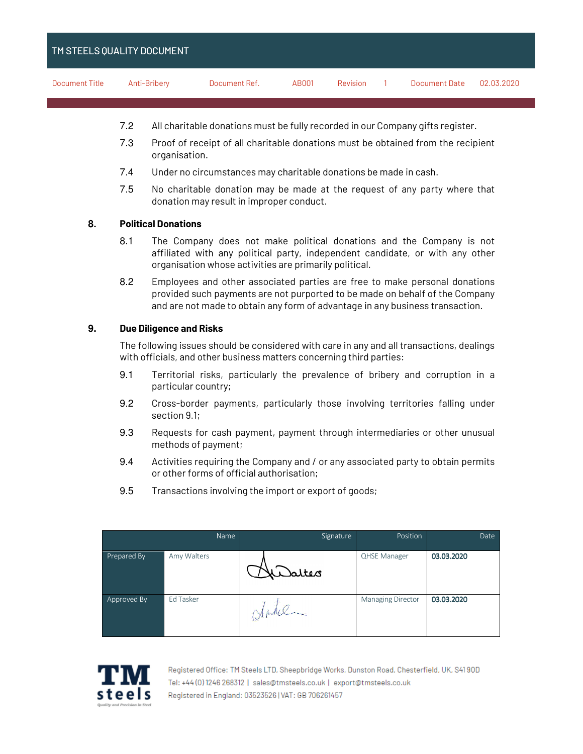7.2 All charitable donations must be fully recorded in our Company gifts register.

7.3 Proof of receipt of all charitable donations must be obtained from the recipient organisation.

7.4 Under no circumstances may charitable donations be made in cash.

7.5 No charitable donation may be made at the request of any party where that donation may result in improper conduct.

## 8. Political Donations

8.1 The Company does not make political donations and the Company is not affiliated with any political party, independent candidate, or with any other organisation whose activities are primarily political.

8.2 Employees and other associated parties are free to make personal donations provided such payments are not purported to be made on behalf of the Company and are not made to obtain any form of advantage in any business transaction.

## 9. Due Diligence and Risks

The following issues should be considered with care in any and all transactions, dealings with officials, and other business matters concerning third parties:

9.1 Territorial risks, particularly the prevalence of bribery and corruption in a particular country;

9.2 Cross-border payments, particularly those involving territories falling under section 9.1;

9.3 Requests for cash payment, payment through intermediaries or other unusual methods of payment;

9.4 Activities requiring the Company and / or any associated party to obtain permits or other forms of official authorisation;

9.5 Transactions involving the import or export of goods;

| | Name | Signature | Position | Date |
|---|---|---|---|---|
| Prepared By | Amy Walters | A Walters | QHSE Manager | 03.03.2020 |
| Approved By | Ed Tasker | | Managing Director | 03.03.2020 |